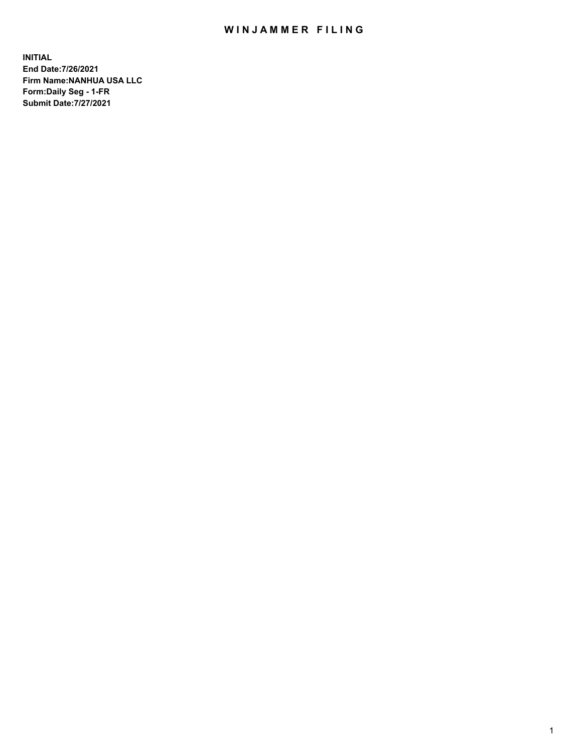# WINJAMMER FILING

**INITIAL**
**End Date:7/26/2021**
**Firm Name:NANHUA USA LLC**
**Form:Daily Seg - 1-FR**
**Submit Date:7/27/2021**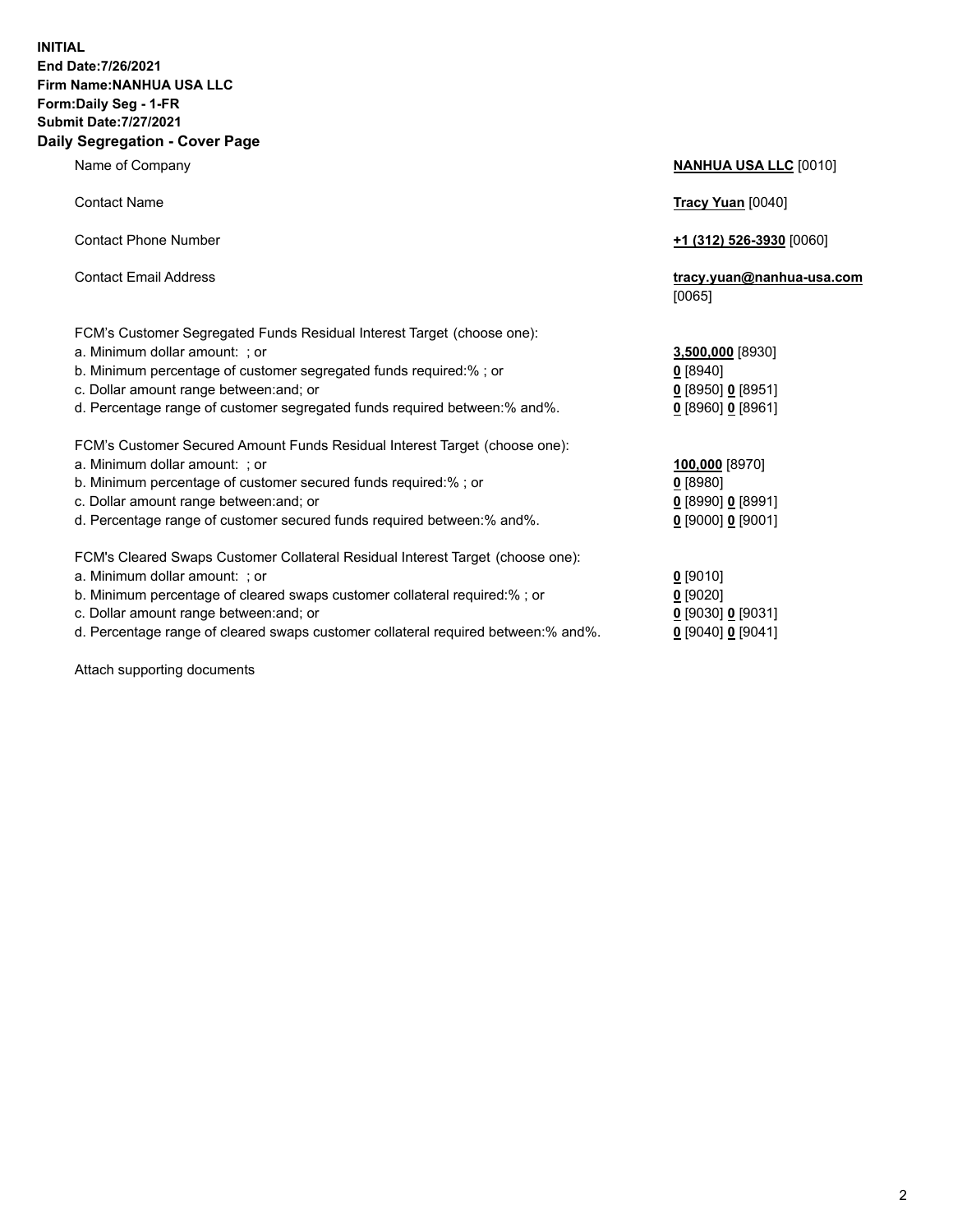**INITIAL**
**End Date:7/26/2021**
**Firm Name:NANHUA USA LLC**
**Form:Daily Seg - 1-FR**
**Submit Date:7/27/2021**

## Daily Segregation - Cover Page

| | |
|---|---|
| Name of Company | **NANHUA USA LLC** [0010] |
| Contact Name | **Tracy Yuan** [0040] |
| Contact Phone Number | **+1 (312) 526-3930** [0060] |
| Contact Email Address | **tracy.yuan@nanhua-usa.com** [0065] |
| FCM's Customer Segregated Funds Residual Interest Target (choose one): | |
| a. Minimum dollar amount: ; or | **3,500,000** [8930] |
| b. Minimum percentage of customer segregated funds required:% ; or | **0** [8940] |
| c. Dollar amount range between:and; or | **0** [8950] **0** [8951] |
| d. Percentage range of customer segregated funds required between:% and%. | **0** [8960] **0** [8961] |
| FCM's Customer Secured Amount Funds Residual Interest Target (choose one): | |
| a. Minimum dollar amount: ; or | **100,000** [8970] |
| b. Minimum percentage of customer secured funds required:% ; or | **0** [8980] |
| c. Dollar amount range between:and; or | **0** [8990] **0** [8991] |
| d. Percentage range of customer secured funds required between:% and%. | **0** [9000] **0** [9001] |
| FCM's Cleared Swaps Customer Collateral Residual Interest Target (choose one): | |
| a. Minimum dollar amount: ; or | **0** [9010] |
| b. Minimum percentage of cleared swaps customer collateral required:% ; or | **0** [9020] |
| c. Dollar amount range between:and; or | **0** [9030] **0** [9031] |
| d. Percentage range of cleared swaps customer collateral required between:% and%. | **0** [9040] **0** [9041] |

Attach supporting documents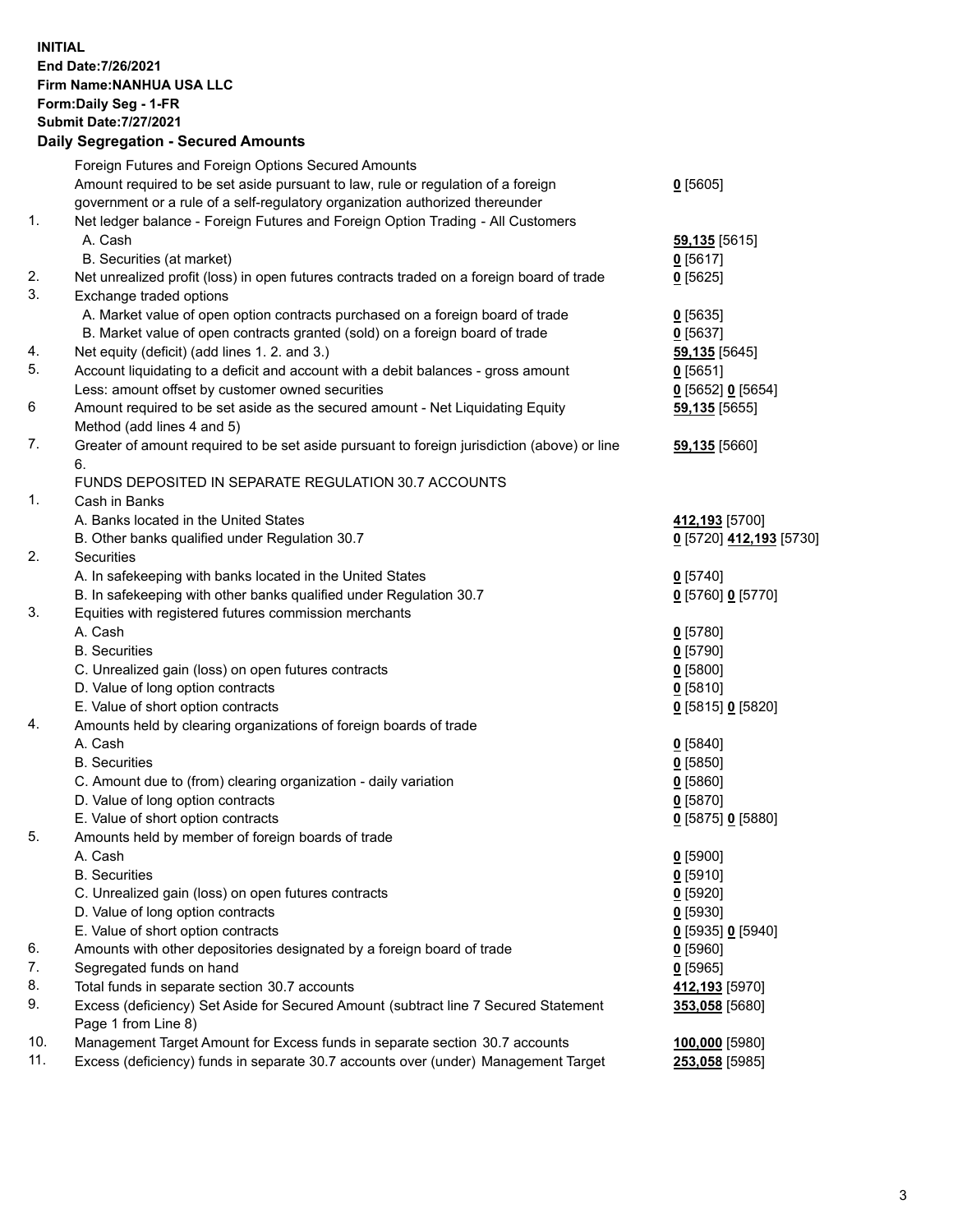**INITIAL**
**End Date:7/26/2021**
**Firm Name:NANHUA USA LLC**
**Form:Daily Seg - 1-FR**
**Submit Date:7/27/2021**

## Daily Segregation - Secured Amounts

| | | |
|---|---|---|
| | Foreign Futures and Foreign Options Secured Amounts | |
| | Amount required to be set aside pursuant to law, rule or regulation of a foreign government or a rule of a self-regulatory organization authorized thereunder | **0** [5605] |
| 1. | Net ledger balance - Foreign Futures and Foreign Option Trading - All Customers | |
| | A. Cash | **59,135** [5615] |
| | B. Securities (at market) | **0** [5617] |
| 2. | Net unrealized profit (loss) in open futures contracts traded on a foreign board of trade | **0** [5625] |
| 3. | Exchange traded options | |
| | A. Market value of open option contracts purchased on a foreign board of trade | **0** [5635] |
| | B. Market value of open contracts granted (sold) on a foreign board of trade | **0** [5637] |
| 4. | Net equity (deficit) (add lines 1. 2. and 3.) | **59,135** [5645] |
| 5. | Account liquidating to a deficit and account with a debit balances - gross amount | **0** [5651] |
| | Less: amount offset by customer owned securities | **0** [5652] **0** [5654] |
| 6 | Amount required to be set aside as the secured amount - Net Liquidating Equity Method (add lines 4 and 5) | **59,135** [5655] |
| 7. | Greater of amount required to be set aside pursuant to foreign jurisdiction (above) or line 6. | **59,135** [5660] |
| | FUNDS DEPOSITED IN SEPARATE REGULATION 30.7 ACCOUNTS | |
| 1. | Cash in Banks | |
| | A. Banks located in the United States | **412,193** [5700] |
| | B. Other banks qualified under Regulation 30.7 | **0** [5720] **412,193** [5730] |
| 2. | Securities | |
| | A. In safekeeping with banks located in the United States | **0** [5740] |
| | B. In safekeeping with other banks qualified under Regulation 30.7 | **0** [5760] **0** [5770] |
| 3. | Equities with registered futures commission merchants | |
| | A. Cash | **0** [5780] |
| | B. Securities | **0** [5790] |
| | C. Unrealized gain (loss) on open futures contracts | **0** [5800] |
| | D. Value of long option contracts | **0** [5810] |
| | E. Value of short option contracts | **0** [5815] **0** [5820] |
| 4. | Amounts held by clearing organizations of foreign boards of trade | |
| | A. Cash | **0** [5840] |
| | B. Securities | **0** [5850] |
| | C. Amount due to (from) clearing organization - daily variation | **0** [5860] |
| | D. Value of long option contracts | **0** [5870] |
| | E. Value of short option contracts | **0** [5875] **0** [5880] |
| 5. | Amounts held by member of foreign boards of trade | |
| | A. Cash | **0** [5900] |
| | B. Securities | **0** [5910] |
| | C. Unrealized gain (loss) on open futures contracts | **0** [5920] |
| | D. Value of long option contracts | **0** [5930] |
| | E. Value of short option contracts | **0** [5935] **0** [5940] |
| 6. | Amounts with other depositories designated by a foreign board of trade | **0** [5960] |
| 7. | Segregated funds on hand | **0** [5965] |
| 8. | Total funds in separate section 30.7 accounts | **412,193** [5970] |
| 9. | Excess (deficiency) Set Aside for Secured Amount (subtract line 7 Secured Statement Page 1 from Line 8) | **353,058** [5680] |
| 10. | Management Target Amount for Excess funds in separate section 30.7 accounts | **100,000** [5980] |
| 11. | Excess (deficiency) funds in separate 30.7 accounts over (under) Management Target | **253,058** [5985] |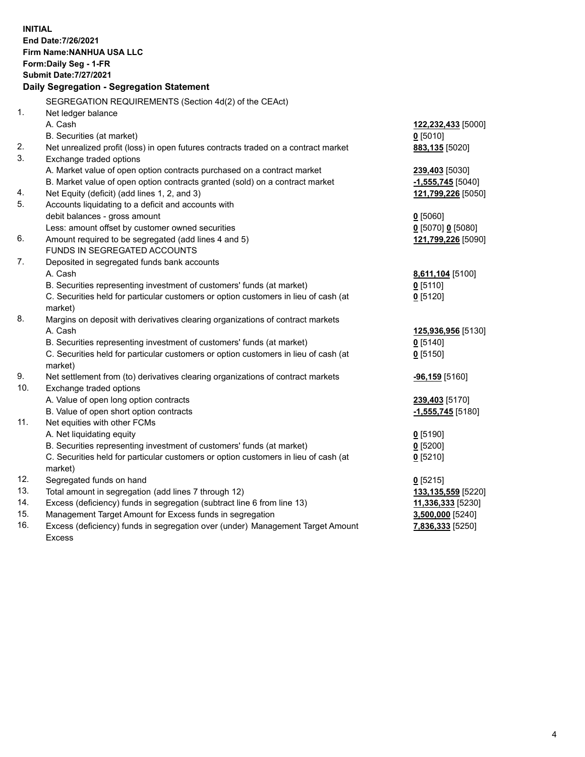**INITIAL**
**End Date:7/26/2021**
**Firm Name:NANHUA USA LLC**
**Form:Daily Seg - 1-FR**
**Submit Date:7/27/2021**

## Daily Segregation - Segregation Statement

| | | |
|---|---|---|
| | SEGREGATION REQUIREMENTS (Section 4d(2) of the CEAct) | |
| 1. | Net ledger balance | |
| | A. Cash | **122,232,433** [5000] |
| | B. Securities (at market) | **0** [5010] |
| 2. | Net unrealized profit (loss) in open futures contracts traded on a contract market | **883,135** [5020] |
| 3. | Exchange traded options | |
| | A. Market value of open option contracts purchased on a contract market | **239,403** [5030] |
| | B. Market value of open option contracts granted (sold) on a contract market | **-1,555,745** [5040] |
| 4. | Net Equity (deficit) (add lines 1, 2, and 3) | **121,799,226** [5050] |
| 5. | Accounts liquidating to a deficit and accounts with | |
| | debit balances - gross amount | **0** [5060] |
| | Less: amount offset by customer owned securities | **0** [5070] **0** [5080] |
| 6. | Amount required to be segregated (add lines 4 and 5) | **121,799,226** [5090] |
| | FUNDS IN SEGREGATED ACCOUNTS | |
| 7. | Deposited in segregated funds bank accounts | |
| | A. Cash | **8,611,104** [5100] |
| | B. Securities representing investment of customers' funds (at market) | **0** [5110] |
| | C. Securities held for particular customers or option customers in lieu of cash (at market) | **0** [5120] |
| 8. | Margins on deposit with derivatives clearing organizations of contract markets | |
| | A. Cash | **125,936,956** [5130] |
| | B. Securities representing investment of customers' funds (at market) | **0** [5140] |
| | C. Securities held for particular customers or option customers in lieu of cash (at market) | **0** [5150] |
| 9. | Net settlement from (to) derivatives clearing organizations of contract markets | **-96,159** [5160] |
| 10. | Exchange traded options | |
| | A. Value of open long option contracts | **239,403** [5170] |
| | B. Value of open short option contracts | **-1,555,745** [5180] |
| 11. | Net equities with other FCMs | |
| | A. Net liquidating equity | **0** [5190] |
| | B. Securities representing investment of customers' funds (at market) | **0** [5200] |
| | C. Securities held for particular customers or option customers in lieu of cash (at market) | **0** [5210] |
| 12. | Segregated funds on hand | **0** [5215] |
| 13. | Total amount in segregation (add lines 7 through 12) | **133,135,559** [5220] |
| 14. | Excess (deficiency) funds in segregation (subtract line 6 from line 13) | **11,336,333** [5230] |
| 15. | Management Target Amount for Excess funds in segregation | **3,500,000** [5240] |
| 16. | Excess (deficiency) funds in segregation over (under) Management Target Amount Excess | **7,836,333** [5250] |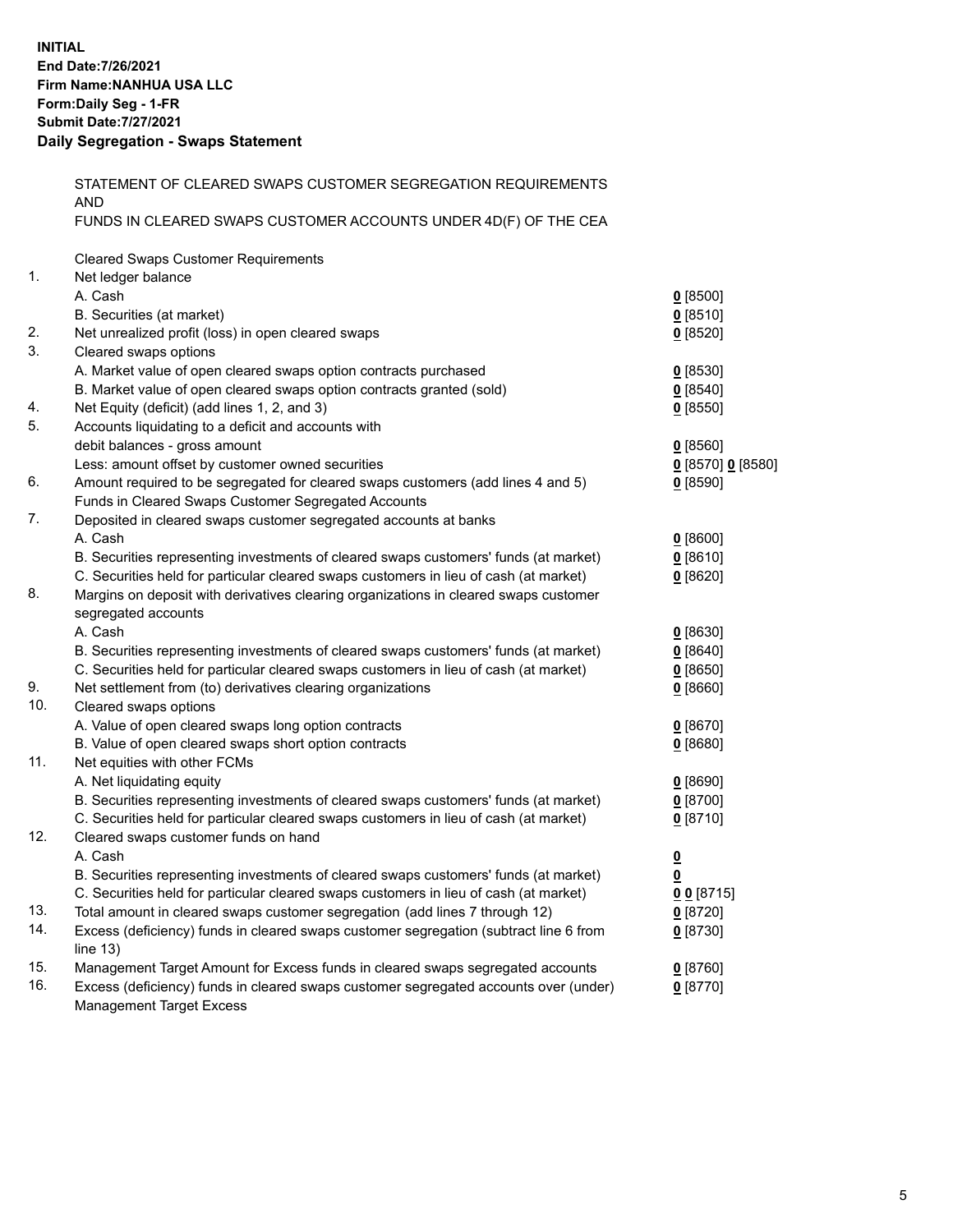**INITIAL**
**End Date:7/26/2021**
**Firm Name:NANHUA USA LLC**
**Form:Daily Seg - 1-FR**
**Submit Date:7/27/2021**
**Daily Segregation - Swaps Statement**

STATEMENT OF CLEARED SWAPS CUSTOMER SEGREGATION REQUIREMENTS AND FUNDS IN CLEARED SWAPS CUSTOMER ACCOUNTS UNDER 4D(F) OF THE CEA

| | | |
|---|---|---|
| | Cleared Swaps Customer Requirements | |
| 1. | Net ledger balance | |
| | A. Cash | 0 [8500] |
| | B. Securities (at market) | 0 [8510] |
| 2. | Net unrealized profit (loss) in open cleared swaps | 0 [8520] |
| 3. | Cleared swaps options | |
| | A. Market value of open cleared swaps option contracts purchased | 0 [8530] |
| | B. Market value of open cleared swaps option contracts granted (sold) | 0 [8540] |
| 4. | Net Equity (deficit) (add lines 1, 2, and 3) | 0 [8550] |
| 5. | Accounts liquidating to a deficit and accounts with debit balances - gross amount | 0 [8560] |
| | Less: amount offset by customer owned securities | 0 [8570] 0 [8580] |
| 6. | Amount required to be segregated for cleared swaps customers (add lines 4 and 5) | 0 [8590] |
| | Funds in Cleared Swaps Customer Segregated Accounts | |
| 7. | Deposited in cleared swaps customer segregated accounts at banks | |
| | A. Cash | 0 [8600] |
| | B. Securities representing investments of cleared swaps customers' funds (at market) | 0 [8610] |
| | C. Securities held for particular cleared swaps customers in lieu of cash (at market) | 0 [8620] |
| 8. | Margins on deposit with derivatives clearing organizations in cleared swaps customer segregated accounts | |
| | A. Cash | 0 [8630] |
| | B. Securities representing investments of cleared swaps customers' funds (at market) | 0 [8640] |
| | C. Securities held for particular cleared swaps customers in lieu of cash (at market) | 0 [8650] |
| 9. | Net settlement from (to) derivatives clearing organizations | 0 [8660] |
| 10. | Cleared swaps options | |
| | A. Value of open cleared swaps long option contracts | 0 [8670] |
| | B. Value of open cleared swaps short option contracts | 0 [8680] |
| 11. | Net equities with other FCMs | |
| | A. Net liquidating equity | 0 [8690] |
| | B. Securities representing investments of cleared swaps customers' funds (at market) | 0 [8700] |
| | C. Securities held for particular cleared swaps customers in lieu of cash (at market) | 0 [8710] |
| 12. | Cleared swaps customer funds on hand | |
| | A. Cash | 0 |
| | B. Securities representing investments of cleared swaps customers' funds (at market) | 0 |
| | C. Securities held for particular cleared swaps customers in lieu of cash (at market) | 0 0 [8715] |
| 13. | Total amount in cleared swaps customer segregation (add lines 7 through 12) | 0 [8720] |
| 14. | Excess (deficiency) funds in cleared swaps customer segregation (subtract line 6 from line 13) | 0 [8730] |
| 15. | Management Target Amount for Excess funds in cleared swaps segregated accounts | 0 [8760] |
| 16. | Excess (deficiency) funds in cleared swaps customer segregated accounts over (under) Management Target Excess | 0 [8770] |